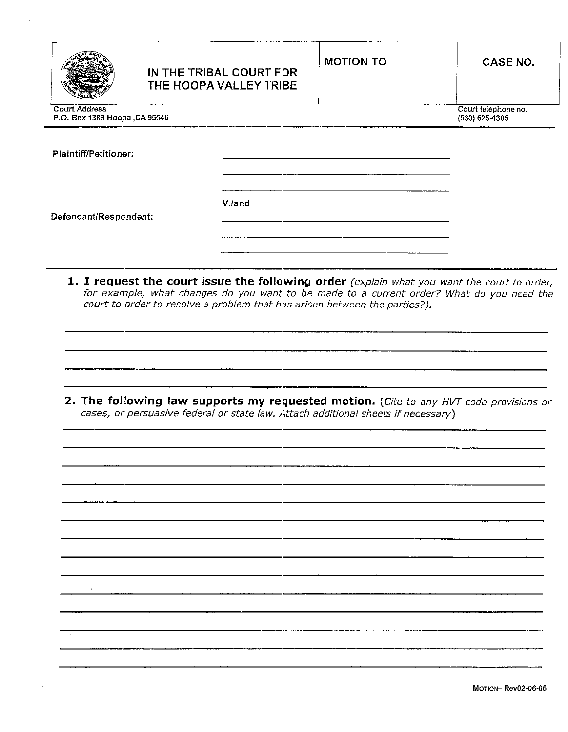| IN THE TRIBAL COURT FOR THE HOOPA VALLEY TRIBE | MOTION TO | CASE NO. |
| --- | --- | --- |
| | | |

Court Address
P.O. Box 1389 Hoopa ,CA 95546

Court telephone no.
(530) 625-4305

Plaintiff/Petitioner: ______________________________

______________________________

______________________________

V./and

Defendant/Respondent: ______________________________

______________________________

______________________________

**1. I request the court issue the following order** *(explain what you want the court to order, for example, what changes do you want to be made to a current order? What do you need the court to order to resolve a problem that has arisen between the parties?).*

______________________________________________________________________

______________________________________________________________________

______________________________________________________________________

______________________________________________________________________

**2. The following law supports my requested motion.** (*Cite to any HVT code provisions or cases, or persuasive federal or state law. Attach additional sheets if necessary*)

______________________________________________________________________

______________________________________________________________________

______________________________________________________________________

______________________________________________________________________

______________________________________________________________________

______________________________________________________________________

______________________________________________________________________

______________________________________________________________________

______________________________________________________________________

______________________________________________________________________

______________________________________________________________________

______________________________________________________________________

______________________________________________________________________

______________________________________________________________________

MOTION– Rev02-06-06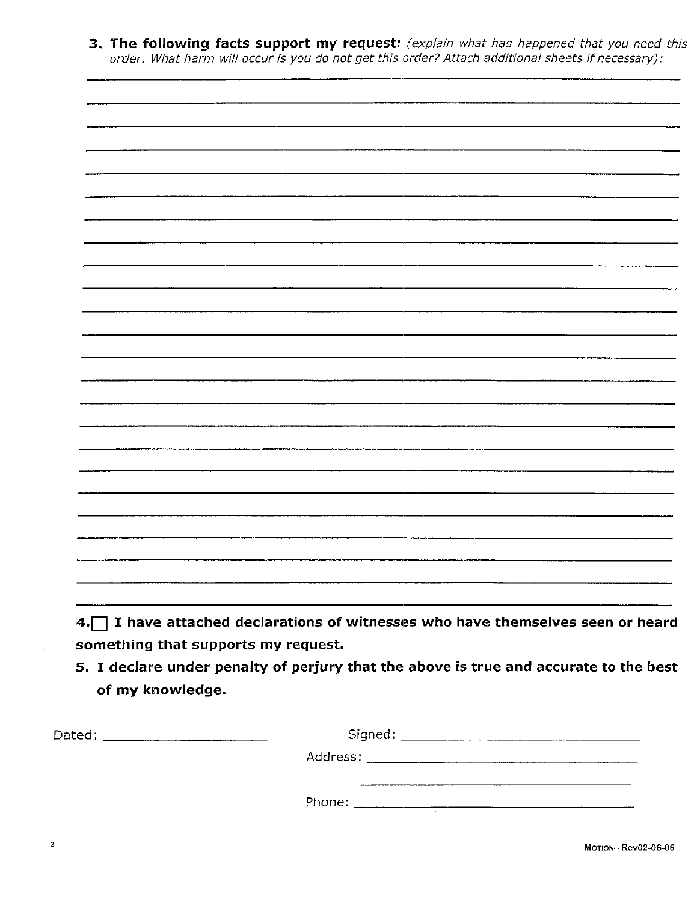3. **The following facts support my request:** *(explain what has happened that you need this order. What harm will occur is you do not get this order? Attach additional sheets if necessary):*

\_\_\_\_\_\_\_\_\_\_\_\_\_\_\_\_\_\_\_\_\_\_\_\_\_\_\_\_\_\_\_\_\_\_\_\_\_\_\_\_\_\_\_\_\_\_\_\_\_\_\_\_\_\_\_\_\_\_\_\_\_\_\_\_\_\_\_\_\_\_\_\_\_\_\_\_

\_\_\_\_\_\_\_\_\_\_\_\_\_\_\_\_\_\_\_\_\_\_\_\_\_\_\_\_\_\_\_\_\_\_\_\_\_\_\_\_\_\_\_\_\_\_\_\_\_\_\_\_\_\_\_\_\_\_\_\_\_\_\_\_\_\_\_\_\_\_\_\_\_\_\_\_

\_\_\_\_\_\_\_\_\_\_\_\_\_\_\_\_\_\_\_\_\_\_\_\_\_\_\_\_\_\_\_\_\_\_\_\_\_\_\_\_\_\_\_\_\_\_\_\_\_\_\_\_\_\_\_\_\_\_\_\_\_\_\_\_\_\_\_\_\_\_\_\_\_\_\_\_

\_\_\_\_\_\_\_\_\_\_\_\_\_\_\_\_\_\_\_\_\_\_\_\_\_\_\_\_\_\_\_\_\_\_\_\_\_\_\_\_\_\_\_\_\_\_\_\_\_\_\_\_\_\_\_\_\_\_\_\_\_\_\_\_\_\_\_\_\_\_\_\_\_\_\_\_

\_\_\_\_\_\_\_\_\_\_\_\_\_\_\_\_\_\_\_\_\_\_\_\_\_\_\_\_\_\_\_\_\_\_\_\_\_\_\_\_\_\_\_\_\_\_\_\_\_\_\_\_\_\_\_\_\_\_\_\_\_\_\_\_\_\_\_\_\_\_\_\_\_\_\_\_

4. ☐ **I have attached declarations of witnesses who have themselves seen or heard something that supports my request.**

5. **I declare under penalty of perjury that the above is true and accurate to the best of my knowledge.**

Dated: \_\_\_\_\_\_\_\_\_\_\_\_\_\_\_\_\_\_\_\_

Signed: \_\_\_\_\_\_\_\_\_\_\_\_\_\_\_\_\_\_\_\_\_\_\_\_\_\_\_\_\_\_

Address: \_\_\_\_\_\_\_\_\_\_\_\_\_\_\_\_\_\_\_\_\_\_\_\_\_\_\_\_\_\_

\_\_\_\_\_\_\_\_\_\_\_\_\_\_\_\_\_\_\_\_\_\_\_\_\_\_\_\_\_\_

Phone: \_\_\_\_\_\_\_\_\_\_\_\_\_\_\_\_\_\_\_\_\_\_\_\_\_\_\_\_\_\_

MOTION– Rev02-06-06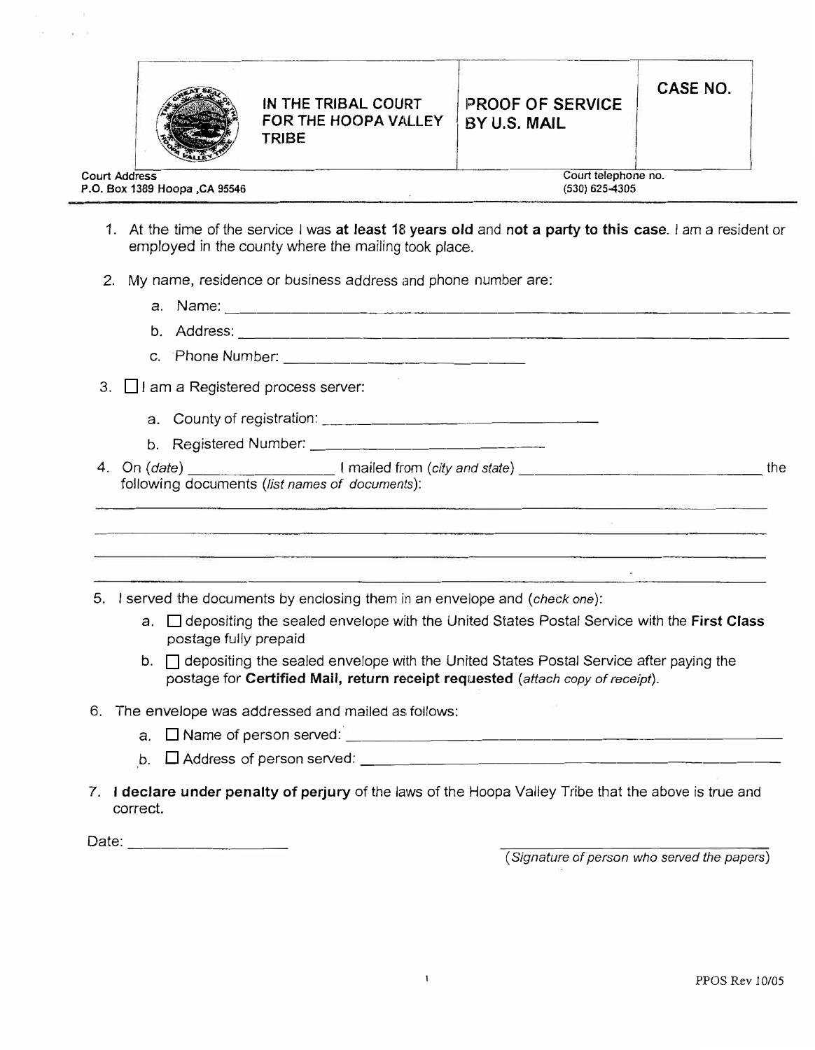| | | |
|---|---|---|
| **IN THE TRIBAL COURT FOR THE HOOPA VALLEY TRIBE** | **PROOF OF SERVICE BY U.S. MAIL** | **CASE NO.** |

Court Address
P.O. Box 1389 Hoopa ,CA 95546

Court telephone no.
(530) 625-4305

1. At the time of the service I was **at least 18 years old** and **not a party to this case**. I am a resident or employed in the county where the mailing took place.

2. My name, residence or business address and phone number are:
   a. Name: ______________________________
   b. Address: ______________________________
   c. Phone Number: ______________________________

3. ☐ I am a Registered process server:
   a. County of registration: ______________________________
   b. Registered Number: ______________________________

4. On (*date*) ____________ I mailed from (*city and state*) ______________________ the following documents (*list names of documents*):

______________________________________________________________

______________________________________________________________

______________________________________________________________

______________________________________________________________

5. I served the documents by enclosing them in an envelope and (*check one*):
   a. ☐ depositing the sealed envelope with the United States Postal Service with the **First Class** postage fully prepaid
   b. ☐ depositing the sealed envelope with the United States Postal Service after paying the postage for **Certified Mail, return receipt requested** (*attach copy of receipt*).

6. The envelope was addressed and mailed as follows:
   a. ☐ Name of person served: ______________________________
   b. ☐ Address of person served: ______________________________

7. **I declare under penalty of perjury** of the laws of the Hoopa Valley Tribe that the above is true and correct.

Date: ____________________

______________________________
(*Signature of person who served the papers*)

PPOS Rev 10/05